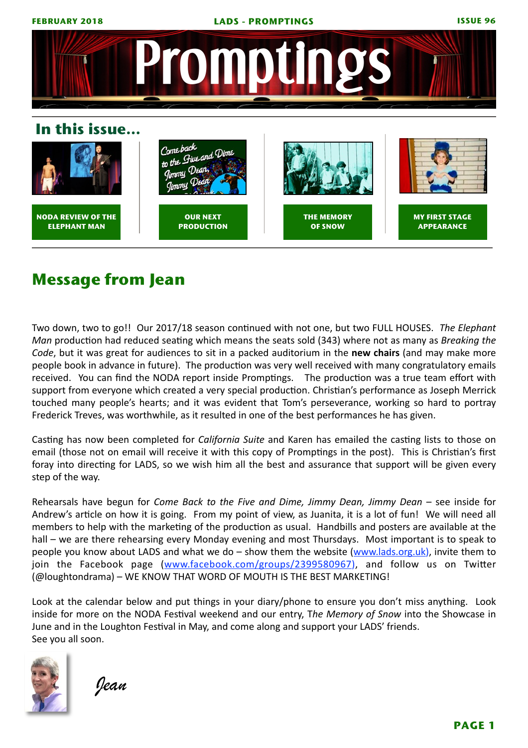# Promptings

## In this issue...

- NODA REVIEW OF THE ELEPHANT MAN
- OUR NEXT PRODUCTION
- THE MEMORY OF SNOW
- MY FIRST STAGE APPEARANCE

## Message from Jean

Two down, two to go!! Our 2017/18 season continued with not one, but two FULL HOUSES. *The Elephant Man* production had reduced seating which means the seats sold (343) where not as many as *Breaking the Code*, but it was great for audiences to sit in a packed auditorium in the **new chairs** (and may make more people book in advance in future). The production was very well received with many congratulatory emails received. You can find the NODA report inside Promptings. The production was a true team effort with support from everyone which created a very special production. Christian's performance as Joseph Merrick touched many people's hearts; and it was evident that Tom's perseverance, working so hard to portray Frederick Treves, was worthwhile, as it resulted in one of the best performances he has given.

Casting has now been completed for *California Suite* and Karen has emailed the casting lists to those on email (those not on email will receive it with this copy of Promptings in the post). This is Christian's first foray into directing for LADS, so we wish him all the best and assurance that support will be given every step of the way.

Rehearsals have begun for *Come Back to the Five and Dime, Jimmy Dean, Jimmy Dean* – see inside for Andrew's article on how it is going. From my point of view, as Juanita, it is a lot of fun! We will need all members to help with the marketing of the production as usual. Handbills and posters are available at the hall – we are there rehearsing every Monday evening and most Thursdays. Most important is to speak to people you know about LADS and what we do – show them the website (www.lads.org.uk), invite them to join the Facebook page (www.facebook.com/groups/2399580967), and follow us on Twitter (@loughtondrama) – WE KNOW THAT WORD OF MOUTH IS THE BEST MARKETING!

Look at the calendar below and put things in your diary/phone to ensure you don't miss anything. Look inside for more on the NODA Festival weekend and our entry, T*he Memory of Snow* into the Showcase in June and in the Loughton Festival in May, and come along and support your LADS' friends.
See you all soon.

*Jean*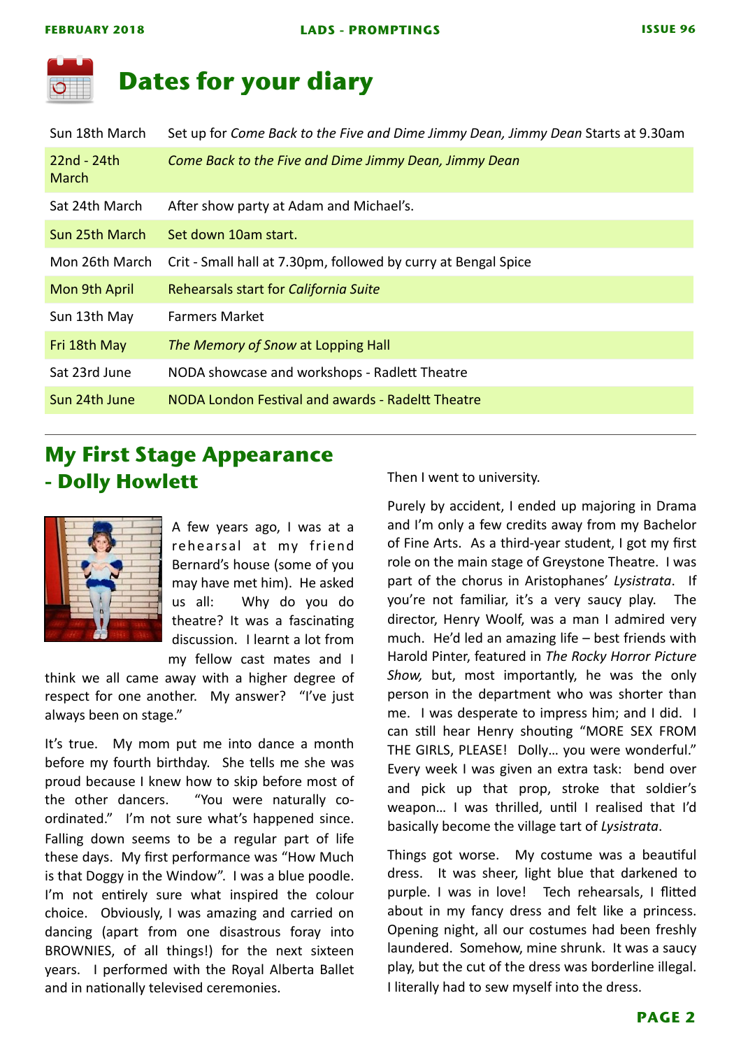# Dates for your diary

| | |
|---|---|
| Sun 18th March | Set up for *Come Back to the Five and Dime Jimmy Dean, Jimmy Dean* Starts at 9.30am |
| 22nd - 24th March | *Come Back to the Five and Dime Jimmy Dean, Jimmy Dean* |
| Sat 24th March | After show party at Adam and Michael's. |
| Sun 25th March | Set down 10am start. |
| Mon 26th March | Crit - Small hall at 7.30pm, followed by curry at Bengal Spice |
| Mon 9th April | Rehearsals start for *California Suite* |
| Sun 13th May | Farmers Market |
| Fri 18th May | *The Memory of Snow* at Lopping Hall |
| Sat 23rd June | NODA showcase and workshops - Radlett Theatre |
| Sun 24th June | NODA London Festival and awards - Radeltt Theatre |

## My First Stage Appearance - Dolly Howlett

A few years ago, I was at a rehearsal at my friend Bernard's house (some of you may have met him). He asked us all: Why do you do theatre? It was a fascinating discussion. I learnt a lot from my fellow cast mates and I think we all came away with a higher degree of respect for one another. My answer? "I've just always been on stage."

It's true. My mom put me into dance a month before my fourth birthday. She tells me she was proud because I knew how to skip before most of the other dancers. "You were naturally co-ordinated." I'm not sure what's happened since. Falling down seems to be a regular part of life these days. My first performance was "How Much is that Doggy in the Window". I was a blue poodle. I'm not entirely sure what inspired the colour choice. Obviously, I was amazing and carried on dancing (apart from one disastrous foray into BROWNIES, of all things!) for the next sixteen years. I performed with the Royal Alberta Ballet and in nationally televised ceremonies.

Then I went to university.

Purely by accident, I ended up majoring in Drama and I'm only a few credits away from my Bachelor of Fine Arts. As a third-year student, I got my first role on the main stage of Greystone Theatre. I was part of the chorus in Aristophanes' *Lysistrata*. If you're not familiar, it's a very saucy play. The director, Henry Woolf, was a man I admired very much. He'd led an amazing life – best friends with Harold Pinter, featured in *The Rocky Horror Picture Show,* but, most importantly, he was the only person in the department who was shorter than me. I was desperate to impress him; and I did. I can still hear Henry shouting "MORE SEX FROM THE GIRLS, PLEASE! Dolly… you were wonderful." Every week I was given an extra task: bend over and pick up that prop, stroke that soldier's weapon… I was thrilled, until I realised that I'd basically become the village tart of *Lysistrata*.

Things got worse. My costume was a beautiful dress. It was sheer, light blue that darkened to purple. I was in love! Tech rehearsals, I flitted about in my fancy dress and felt like a princess. Opening night, all our costumes had been freshly laundered. Somehow, mine shrunk. It was a saucy play, but the cut of the dress was borderline illegal. I literally had to sew myself into the dress.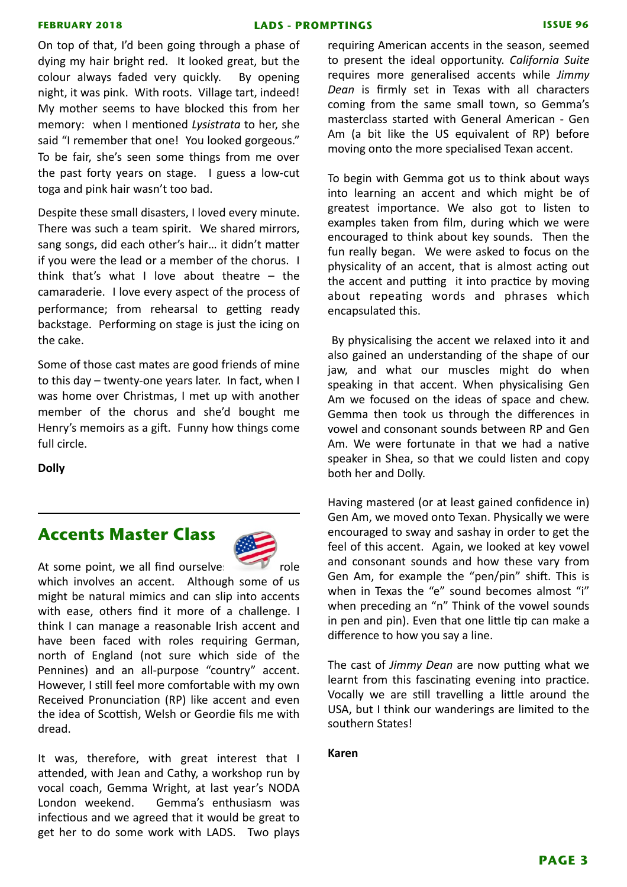On top of that, I'd been going through a phase of dying my hair bright red. It looked great, but the colour always faded very quickly. By opening night, it was pink. With roots. Village tart, indeed! My mother seems to have blocked this from her memory: when I mentioned *Lysistrata* to her, she said "I remember that one! You looked gorgeous." To be fair, she's seen some things from me over the past forty years on stage. I guess a low-cut toga and pink hair wasn't too bad.

Despite these small disasters, I loved every minute. There was such a team spirit. We shared mirrors, sang songs, did each other's hair… it didn't matter if you were the lead or a member of the chorus. I think that's what I love about theatre – the camaraderie. I love every aspect of the process of performance; from rehearsal to getting ready backstage. Performing on stage is just the icing on the cake.

Some of those cast mates are good friends of mine to this day – twenty-one years later. In fact, when I was home over Christmas, I met up with another member of the chorus and she'd bought me Henry's memoirs as a gift. Funny how things come full circle.

**Dolly**

## Accents Master Class

At some point, we all find ourselves in a role which involves an accent. Although some of us might be natural mimics and can slip into accents with ease, others find it more of a challenge. I think I can manage a reasonable Irish accent and have been faced with roles requiring German, north of England (not sure which side of the Pennines) and an all-purpose "country" accent. However, I still feel more comfortable with my own Received Pronunciation (RP) like accent and even the idea of Scottish, Welsh or Geordie fils me with dread.

It was, therefore, with great interest that I attended, with Jean and Cathy, a workshop run by vocal coach, Gemma Wright, at last year's NODA London weekend. Gemma's enthusiasm was infectious and we agreed that it would be great to get her to do some work with LADS. Two plays requiring American accents in the season, seemed to present the ideal opportunity. *California Suite* requires more generalised accents while *Jimmy Dean* is firmly set in Texas with all characters coming from the same small town, so Gemma's masterclass started with General American - Gen Am (a bit like the US equivalent of RP) before moving onto the more specialised Texan accent.

To begin with Gemma got us to think about ways into learning an accent and which might be of greatest importance. We also got to listen to examples taken from film, during which we were encouraged to think about key sounds. Then the fun really began. We were asked to focus on the physicality of an accent, that is almost acting out the accent and putting it into practice by moving about repeating words and phrases which encapsulated this.

By physicalising the accent we relaxed into it and also gained an understanding of the shape of our jaw, and what our muscles might do when speaking in that accent. When physicalising Gen Am we focused on the ideas of space and chew. Gemma then took us through the differences in vowel and consonant sounds between RP and Gen Am. We were fortunate in that we had a native speaker in Shea, so that we could listen and copy both her and Dolly.

Having mastered (or at least gained confidence in) Gen Am, we moved onto Texan. Physically we were encouraged to sway and sashay in order to get the feel of this accent. Again, we looked at key vowel and consonant sounds and how these vary from Gen Am, for example the "pen/pin" shift. This is when in Texas the "e" sound becomes almost "i" when preceding an "n" Think of the vowel sounds in pen and pin). Even that one little tip can make a difference to how you say a line.

The cast of *Jimmy Dean* are now putting what we learnt from this fascinating evening into practice. Vocally we are still travelling a little around the USA, but I think our wanderings are limited to the southern States!

**Karen**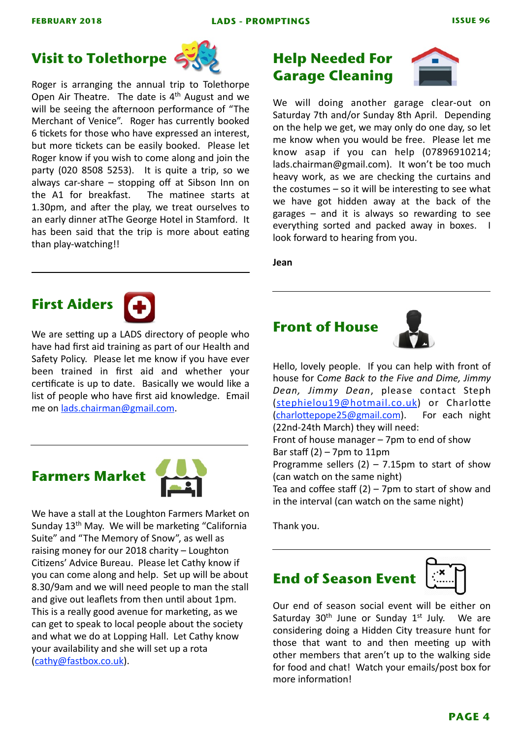## Visit to Tolethorpe

Roger is arranging the annual trip to Tolethorpe Open Air Theatre. The date is 4th August and we will be seeing the afternoon performance of "The Merchant of Venice". Roger has currently booked 6 tickets for those who have expressed an interest, but more tickets can be easily booked. Please let Roger know if you wish to come along and join the party (020 8508 5253). It is quite a trip, so we always car-share – stopping off at Sibson Inn on the A1 for breakfast. The matinee starts at 1.30pm, and after the play, we treat ourselves to an early dinner atThe George Hotel in Stamford. It has been said that the trip is more about eating than play-watching!!

## First Aiders

We are setting up a LADS directory of people who have had first aid training as part of our Health and Safety Policy. Please let me know if you have ever been trained in first aid and whether your certificate is up to date. Basically we would like a list of people who have first aid knowledge. Email me on lads.chairman@gmail.com.

## Farmers Market

We have a stall at the Loughton Farmers Market on Sunday 13th May. We will be marketing "California Suite" and "The Memory of Snow", as well as raising money for our 2018 charity – Loughton Citizens' Advice Bureau. Please let Cathy know if you can come along and help. Set up will be about 8.30/9am and we will need people to man the stall and give out leaflets from then until about 1pm. This is a really good avenue for marketing, as we can get to speak to local people about the society and what we do at Lopping Hall. Let Cathy know your availability and she will set up a rota (cathy@fastbox.co.uk).

## Help Needed For Garage Cleaning

We will doing another garage clear-out on Saturday 7th and/or Sunday 8th April. Depending on the help we get, we may only do one day, so let me know when you would be free. Please let me know asap if you can help (07896910214; lads.chairman@gmail.com). It won't be too much heavy work, as we are checking the curtains and the costumes – so it will be interesting to see what we have got hidden away at the back of the garages – and it is always so rewarding to see everything sorted and packed away in boxes. I look forward to hearing from you.

**Jean**

## Front of House

Hello, lovely people. If you can help with front of house for *Come Back to the Five and Dime, Jimmy Dean, Jimmy Dean*, please contact Steph (stephielou19@hotmail.co.uk) or Charlotte (charlottepope25@gmail.com). For each night (22nd-24th March) they will need:

Front of house manager – 7pm to end of show
Bar staff (2) – 7pm to 11pm
Programme sellers (2) – 7.15pm to start of show (can watch on the same night)
Tea and coffee staff (2) – 7pm to start of show and in the interval (can watch on the same night)

Thank you.

## End of Season Event

Our end of season social event will be either on Saturday 30th June or Sunday 1st July. We are considering doing a Hidden City treasure hunt for those that want to and then meeting up with other members that aren't up to the walking side for food and chat! Watch your emails/post box for more information!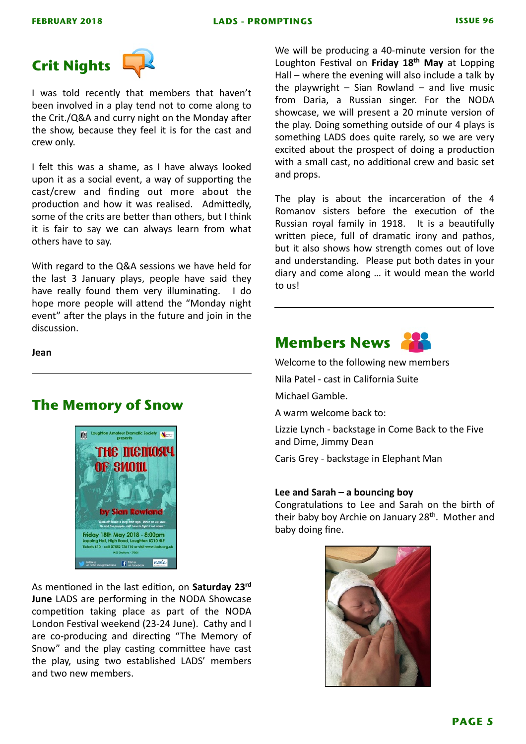## Crit Nights

I was told recently that members that haven't been involved in a play tend not to come along to the Crit./Q&A and curry night on the Monday after the show, because they feel it is for the cast and crew only.

I felt this was a shame, as I have always looked upon it as a social event, a way of supporting the cast/crew and finding out more about the production and how it was realised. Admittedly, some of the crits are better than others, but I think it is fair to say we can always learn from what others have to say.

With regard to the Q&A sessions we have held for the last 3 January plays, people have said they have really found them very illuminating. I do hope more people will attend the "Monday night event" after the plays in the future and join in the discussion.

**Jean**

---

## The Memory of Snow

As mentioned in the last edition, on **Saturday 23rd June** LADS are performing in the NODA Showcase competition taking place as part of the NODA London Festival weekend (23-24 June). Cathy and I are co-producing and directing "The Memory of Snow" and the play casting committee have cast the play, using two established LADS' members and two new members.

We will be producing a 40-minute version for the Loughton Festival on **Friday 18th May** at Lopping Hall – where the evening will also include a talk by the playwright – Sian Rowland – and live music from Daria, a Russian singer. For the NODA showcase, we will present a 20 minute version of the play. Doing something outside of our 4 plays is something LADS does quite rarely, so we are very excited about the prospect of doing a production with a small cast, no additional crew and basic set and props.

The play is about the incarceration of the 4 Romanov sisters before the execution of the Russian royal family in 1918. It is a beautifully written piece, full of dramatic irony and pathos, but it also shows how strength comes out of love and understanding. Please put both dates in your diary and come along … it would mean the world to us!

---

## Members News

Welcome to the following new members

Nila Patel - cast in California Suite

Michael Gamble.

A warm welcome back to:

Lizzie Lynch - backstage in Come Back to the Five and Dime, Jimmy Dean

Caris Grey - backstage in Elephant Man

**Lee and Sarah – a bouncing boy**

Congratulations to Lee and Sarah on the birth of their baby boy Archie on January 28th. Mother and baby doing fine.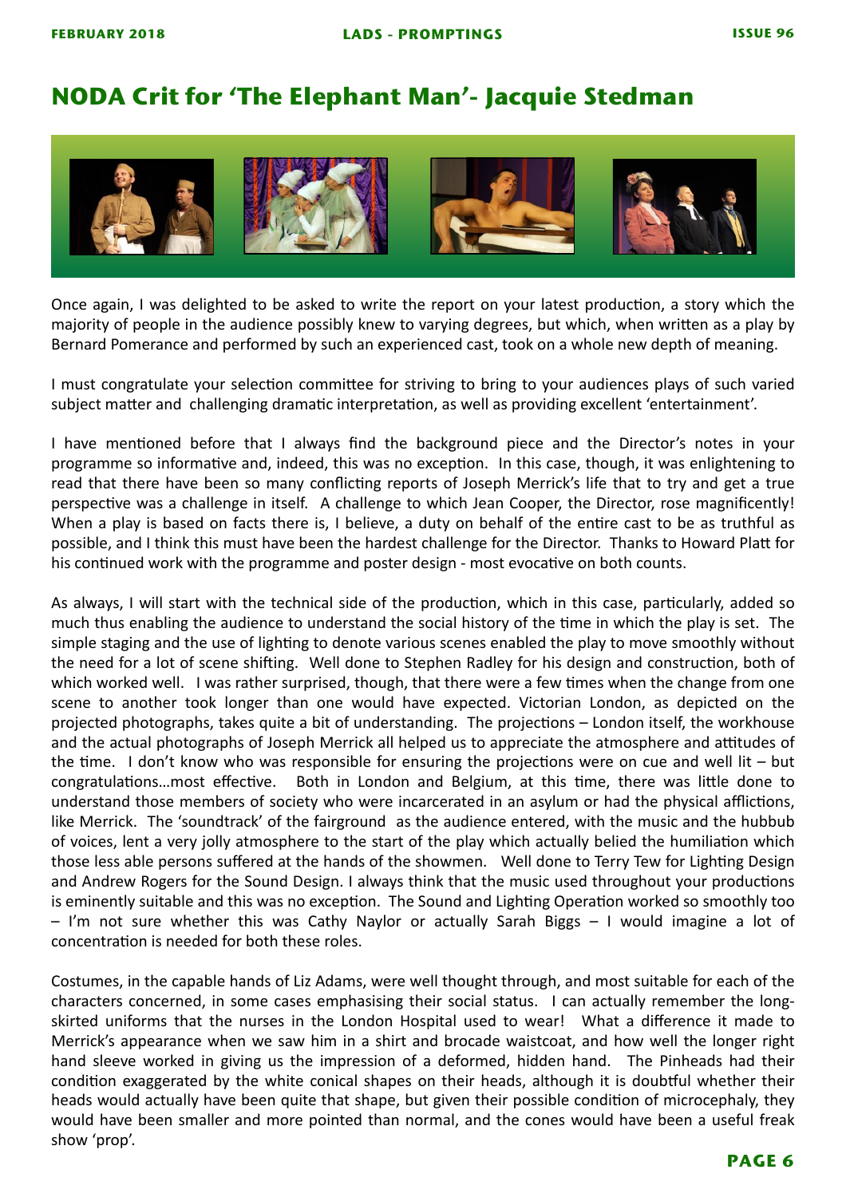## NODA Crit for 'The Elephant Man'- Jacquie Stedman

Once again, I was delighted to be asked to write the report on your latest production, a story which the majority of people in the audience possibly knew to varying degrees, but which, when written as a play by Bernard Pomerance and performed by such an experienced cast, took on a whole new depth of meaning.

I must congratulate your selection committee for striving to bring to your audiences plays of such varied subject matter and challenging dramatic interpretation, as well as providing excellent 'entertainment'.

I have mentioned before that I always find the background piece and the Director's notes in your programme so informative and, indeed, this was no exception. In this case, though, it was enlightening to read that there have been so many conflicting reports of Joseph Merrick's life that to try and get a true perspective was a challenge in itself. A challenge to which Jean Cooper, the Director, rose magnificently! When a play is based on facts there is, I believe, a duty on behalf of the entire cast to be as truthful as possible, and I think this must have been the hardest challenge for the Director. Thanks to Howard Platt for his continued work with the programme and poster design - most evocative on both counts.

As always, I will start with the technical side of the production, which in this case, particularly, added so much thus enabling the audience to understand the social history of the time in which the play is set. The simple staging and the use of lighting to denote various scenes enabled the play to move smoothly without the need for a lot of scene shifting. Well done to Stephen Radley for his design and construction, both of which worked well. I was rather surprised, though, that there were a few times when the change from one scene to another took longer than one would have expected. Victorian London, as depicted on the projected photographs, takes quite a bit of understanding. The projections – London itself, the workhouse and the actual photographs of Joseph Merrick all helped us to appreciate the atmosphere and attitudes of the time. I don't know who was responsible for ensuring the projections were on cue and well lit – but congratulations…most effective. Both in London and Belgium, at this time, there was little done to understand those members of society who were incarcerated in an asylum or had the physical afflictions, like Merrick. The 'soundtrack' of the fairground as the audience entered, with the music and the hubbub of voices, lent a very jolly atmosphere to the start of the play which actually belied the humiliation which those less able persons suffered at the hands of the showmen. Well done to Terry Tew for Lighting Design and Andrew Rogers for the Sound Design. I always think that the music used throughout your productions is eminently suitable and this was no exception. The Sound and Lighting Operation worked so smoothly too – I'm not sure whether this was Cathy Naylor or actually Sarah Biggs – I would imagine a lot of concentration is needed for both these roles.

Costumes, in the capable hands of Liz Adams, were well thought through, and most suitable for each of the characters concerned, in some cases emphasising their social status. I can actually remember the long-skirted uniforms that the nurses in the London Hospital used to wear! What a difference it made to Merrick's appearance when we saw him in a shirt and brocade waistcoat, and how well the longer right hand sleeve worked in giving us the impression of a deformed, hidden hand. The Pinheads had their condition exaggerated by the white conical shapes on their heads, although it is doubtful whether their heads would actually have been quite that shape, but given their possible condition of microcephaly, they would have been smaller and more pointed than normal, and the cones would have been a useful freak show 'prop'.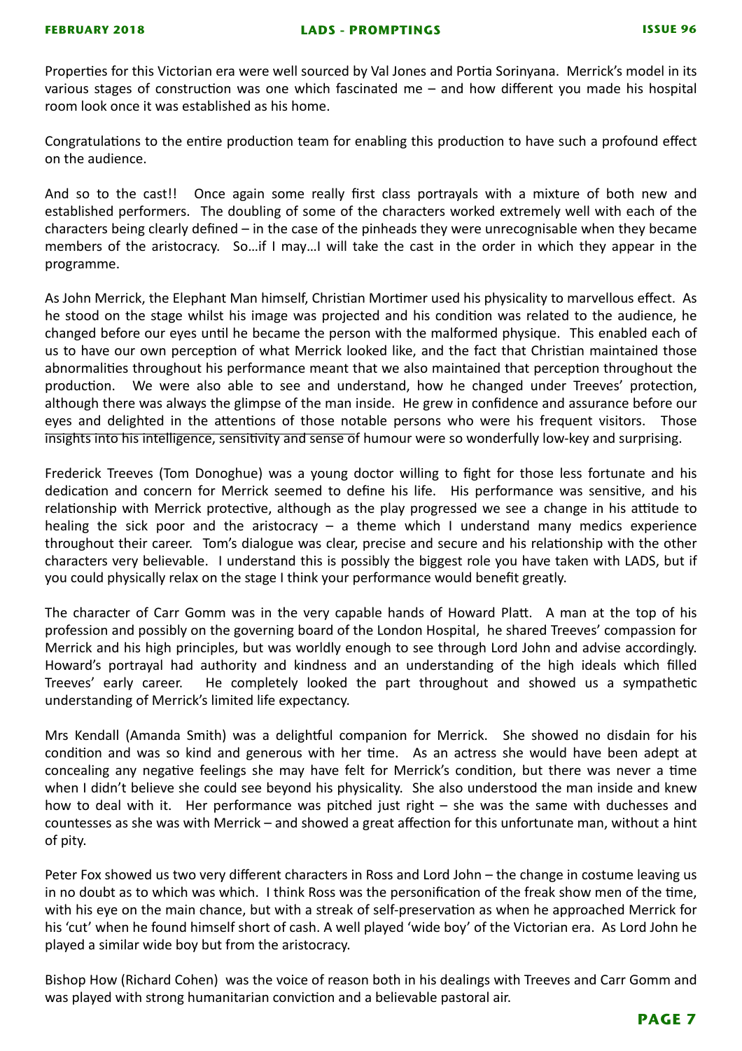Properties for this Victorian era were well sourced by Val Jones and Portia Sorinyana. Merrick's model in its various stages of construction was one which fascinated me – and how different you made his hospital room look once it was established as his home.

Congratulations to the entire production team for enabling this production to have such a profound effect on the audience.

And so to the cast!! Once again some really first class portrayals with a mixture of both new and established performers. The doubling of some of the characters worked extremely well with each of the characters being clearly defined – in the case of the pinheads they were unrecognisable when they became members of the aristocracy. So…if I may…I will take the cast in the order in which they appear in the programme.

As John Merrick, the Elephant Man himself, Christian Mortimer used his physicality to marvellous effect. As he stood on the stage whilst his image was projected and his condition was related to the audience, he changed before our eyes until he became the person with the malformed physique. This enabled each of us to have our own perception of what Merrick looked like, and the fact that Christian maintained those abnormalities throughout his performance meant that we also maintained that perception throughout the production. We were also able to see and understand, how he changed under Treeves' protection, although there was always the glimpse of the man inside. He grew in confidence and assurance before our eyes and delighted in the attentions of those notable persons who were his frequent visitors. Those insights into his intelligence, sensitivity and sense of humour were so wonderfully low-key and surprising.

Frederick Treeves (Tom Donoghue) was a young doctor willing to fight for those less fortunate and his dedication and concern for Merrick seemed to define his life. His performance was sensitive, and his relationship with Merrick protective, although as the play progressed we see a change in his attitude to healing the sick poor and the aristocracy – a theme which I understand many medics experience throughout their career. Tom's dialogue was clear, precise and secure and his relationship with the other characters very believable. I understand this is possibly the biggest role you have taken with LADS, but if you could physically relax on the stage I think your performance would benefit greatly.

The character of Carr Gomm was in the very capable hands of Howard Platt. A man at the top of his profession and possibly on the governing board of the London Hospital, he shared Treeves' compassion for Merrick and his high principles, but was worldly enough to see through Lord John and advise accordingly. Howard's portrayal had authority and kindness and an understanding of the high ideals which filled Treeves' early career. He completely looked the part throughout and showed us a sympathetic understanding of Merrick's limited life expectancy.

Mrs Kendall (Amanda Smith) was a delightful companion for Merrick. She showed no disdain for his condition and was so kind and generous with her time. As an actress she would have been adept at concealing any negative feelings she may have felt for Merrick's condition, but there was never a time when I didn't believe she could see beyond his physicality. She also understood the man inside and knew how to deal with it. Her performance was pitched just right – she was the same with duchesses and countesses as she was with Merrick – and showed a great affection for this unfortunate man, without a hint of pity.

Peter Fox showed us two very different characters in Ross and Lord John – the change in costume leaving us in no doubt as to which was which. I think Ross was the personification of the freak show men of the time, with his eye on the main chance, but with a streak of self-preservation as when he approached Merrick for his 'cut' when he found himself short of cash. A well played 'wide boy' of the Victorian era. As Lord John he played a similar wide boy but from the aristocracy.

Bishop How (Richard Cohen) was the voice of reason both in his dealings with Treeves and Carr Gomm and was played with strong humanitarian conviction and a believable pastoral air.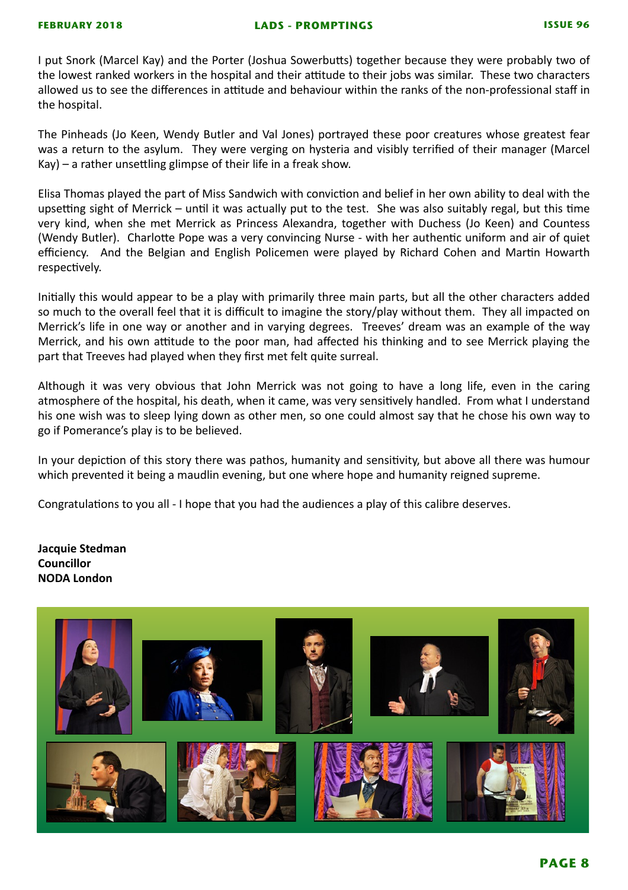I put Snork (Marcel Kay) and the Porter (Joshua Sowerbutts) together because they were probably two of the lowest ranked workers in the hospital and their attitude to their jobs was similar. These two characters allowed us to see the differences in attitude and behaviour within the ranks of the non-professional staff in the hospital.

The Pinheads (Jo Keen, Wendy Butler and Val Jones) portrayed these poor creatures whose greatest fear was a return to the asylum. They were verging on hysteria and visibly terrified of their manager (Marcel Kay) – a rather unsettling glimpse of their life in a freak show.

Elisa Thomas played the part of Miss Sandwich with conviction and belief in her own ability to deal with the upsetting sight of Merrick – until it was actually put to the test. She was also suitably regal, but this time very kind, when she met Merrick as Princess Alexandra, together with Duchess (Jo Keen) and Countess (Wendy Butler). Charlotte Pope was a very convincing Nurse - with her authentic uniform and air of quiet efficiency. And the Belgian and English Policemen were played by Richard Cohen and Martin Howarth respectively.

Initially this would appear to be a play with primarily three main parts, but all the other characters added so much to the overall feel that it is difficult to imagine the story/play without them. They all impacted on Merrick's life in one way or another and in varying degrees. Treeves' dream was an example of the way Merrick, and his own attitude to the poor man, had affected his thinking and to see Merrick playing the part that Treeves had played when they first met felt quite surreal.

Although it was very obvious that John Merrick was not going to have a long life, even in the caring atmosphere of the hospital, his death, when it came, was very sensitively handled. From what I understand his one wish was to sleep lying down as other men, so one could almost say that he chose his own way to go if Pomerance's play is to be believed.

In your depiction of this story there was pathos, humanity and sensitivity, but above all there was humour which prevented it being a maudlin evening, but one where hope and humanity reigned supreme.

Congratulations to you all - I hope that you had the audiences a play of this calibre deserves.

**Jacquie Stedman**
**Councillor**
**NODA London**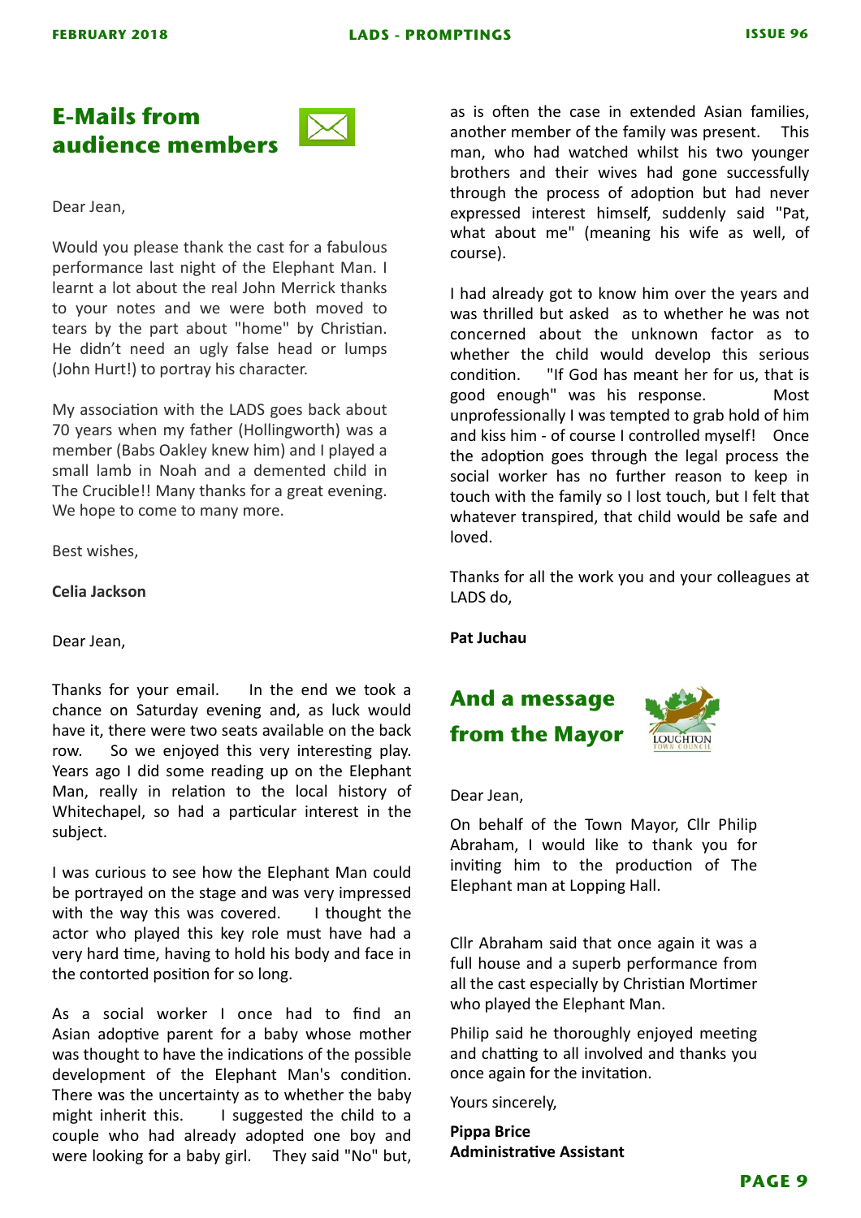## E-Mails from audience members

Dear Jean,

Would you please thank the cast for a fabulous performance last night of the Elephant Man. I learnt a lot about the real John Merrick thanks to your notes and we were both moved to tears by the part about "home" by Christian. He didn't need an ugly false head or lumps (John Hurt!) to portray his character.

My association with the LADS goes back about 70 years when my father (Hollingworth) was a member (Babs Oakley knew him) and I played a small lamb in Noah and a demented child in The Crucible!! Many thanks for a great evening. We hope to come to many more.

Best wishes,

**Celia Jackson**

Dear Jean,

Thanks for your email. In the end we took a chance on Saturday evening and, as luck would have it, there were two seats available on the back row. So we enjoyed this very interesting play. Years ago I did some reading up on the Elephant Man, really in relation to the local history of Whitechapel, so had a particular interest in the subject.

I was curious to see how the Elephant Man could be portrayed on the stage and was very impressed with the way this was covered. I thought the actor who played this key role must have had a very hard time, having to hold his body and face in the contorted position for so long.

As a social worker I once had to find an Asian adoptive parent for a baby whose mother was thought to have the indications of the possible development of the Elephant Man's condition. There was the uncertainty as to whether the baby might inherit this. I suggested the child to a couple who had already adopted one boy and were looking for a baby girl. They said "No" but, as is often the case in extended Asian families, another member of the family was present. This man, who had watched whilst his two younger brothers and their wives had gone successfully through the process of adoption but had never expressed interest himself, suddenly said "Pat, what about me" (meaning his wife as well, of course).

I had already got to know him over the years and was thrilled but asked as to whether he was not concerned about the unknown factor as to whether the child would develop this serious condition. "If God has meant her for us, that is good enough" was his response. Most unprofessionally I was tempted to grab hold of him and kiss him - of course I controlled myself! Once the adoption goes through the legal process the social worker has no further reason to keep in touch with the family so I lost touch, but I felt that whatever transpired, that child would be safe and loved.

Thanks for all the work you and your colleagues at LADS do,

**Pat Juchau**

## And a message from the Mayor

Dear Jean,

On behalf of the Town Mayor, Cllr Philip Abraham, I would like to thank you for inviting him to the production of The Elephant man at Lopping Hall.

Cllr Abraham said that once again it was a full house and a superb performance from all the cast especially by Christian Mortimer who played the Elephant Man.

Philip said he thoroughly enjoyed meeting and chatting to all involved and thanks you once again for the invitation.

Yours sincerely,

**Pippa Brice**
**Administrative Assistant**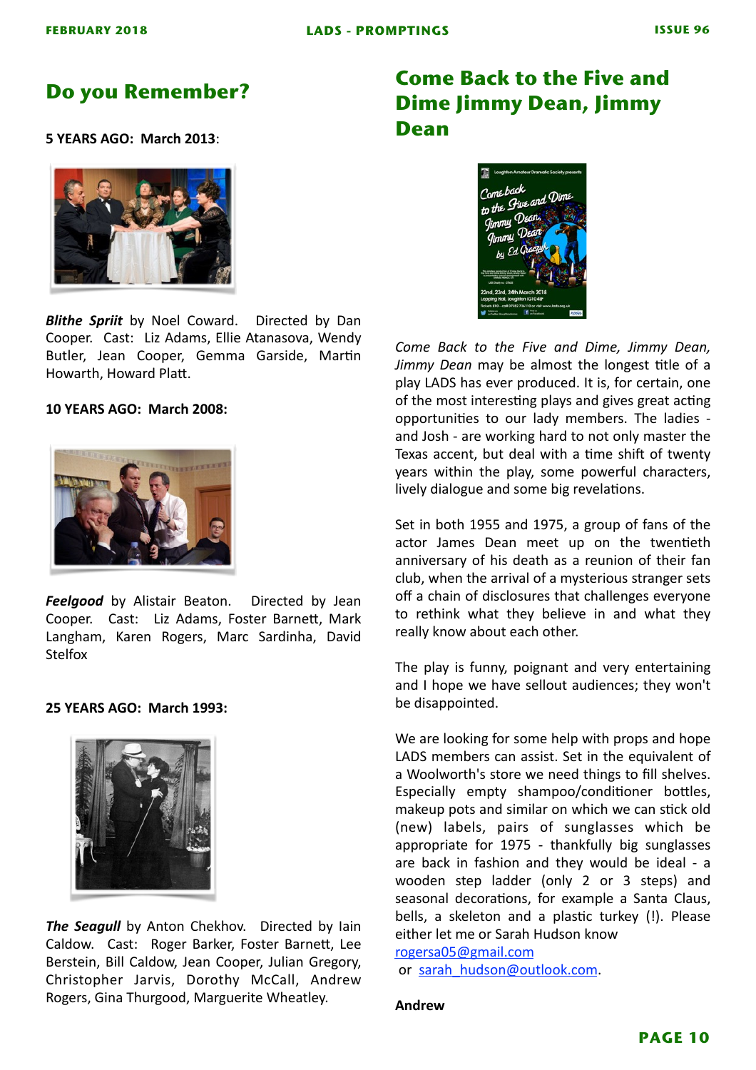## Do you Remember?

**5 YEARS AGO: March 2013**:

***Blithe Spriit*** by Noel Coward. Directed by Dan Cooper. Cast: Liz Adams, Ellie Atanasova, Wendy Butler, Jean Cooper, Gemma Garside, Martin Howarth, Howard Platt.

**10 YEARS AGO: March 2008:**

***Feelgood*** by Alistair Beaton. Directed by Jean Cooper. Cast: Liz Adams, Foster Barnett, Mark Langham, Karen Rogers, Marc Sardinha, David Stelfox

**25 YEARS AGO: March 1993:**

***The Seagull*** by Anton Chekhov. Directed by Iain Caldow. Cast: Roger Barker, Foster Barnett, Lee Berstein, Bill Caldow, Jean Cooper, Julian Gregory, Christopher Jarvis, Dorothy McCall, Andrew Rogers, Gina Thurgood, Marguerite Wheatley.

## Come Back to the Five and Dime Jimmy Dean, Jimmy Dean

*Come Back to the Five and Dime, Jimmy Dean, Jimmy Dean* may be almost the longest title of a play LADS has ever produced. It is, for certain, one of the most interesting plays and gives great acting opportunities to our lady members. The ladies - and Josh - are working hard to not only master the Texas accent, but deal with a time shift of twenty years within the play, some powerful characters, lively dialogue and some big revelations.

Set in both 1955 and 1975, a group of fans of the actor James Dean meet up on the twentieth anniversary of his death as a reunion of their fan club, when the arrival of a mysterious stranger sets off a chain of disclosures that challenges everyone to rethink what they believe in and what they really know about each other.

The play is funny, poignant and very entertaining and I hope we have sellout audiences; they won't be disappointed.

We are looking for some help with props and hope LADS members can assist. Set in the equivalent of a Woolworth's store we need things to fill shelves. Especially empty shampoo/conditioner bottles, makeup pots and similar on which we can stick old (new) labels, pairs of sunglasses which be appropriate for 1975 - thankfully big sunglasses are back in fashion and they would be ideal - a wooden step ladder (only 2 or 3 steps) and seasonal decorations, for example a Santa Claus, bells, a skeleton and a plastic turkey (!). Please either let me or Sarah Hudson know
rogersa05@gmail.com
or sarah_hudson@outlook.com.

**Andrew**